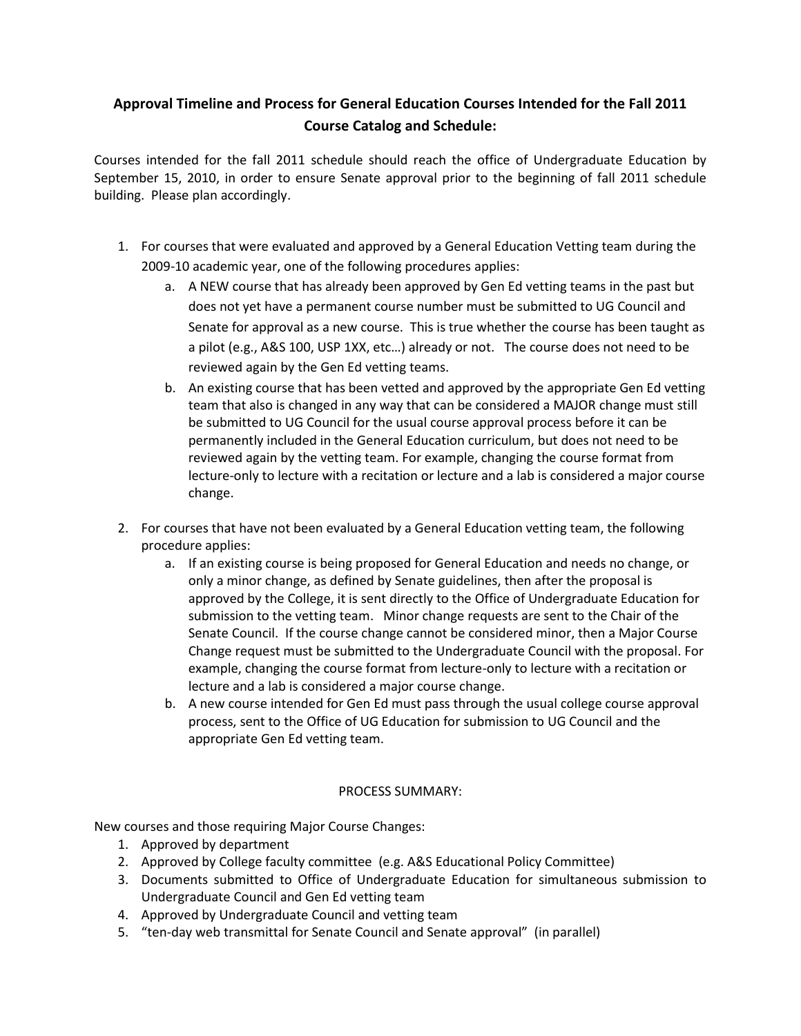## Approval Timeline and Process for General Education Courses Intended for the Fall 2011 Course Catalog and Schedule:

Courses intended for the fall 2011 schedule should reach the office of Undergraduate Education by September 15, 2010, in order to ensure Senate approval prior to the beginning of fall 2011 schedule building. Please plan accordingly.

1. For courses that were evaluated and approved by a General Education Vetting team during the 2009-10 academic year, one of the following procedures applies:
   a. A NEW course that has already been approved by Gen Ed vetting teams in the past but does not yet have a permanent course number must be submitted to UG Council and Senate for approval as a new course. This is true whether the course has been taught as a pilot (e.g., A&S 100, USP 1XX, etc…) already or not. The course does not need to be reviewed again by the Gen Ed vetting teams.
   b. An existing course that has been vetted and approved by the appropriate Gen Ed vetting team that also is changed in any way that can be considered a MAJOR change must still be submitted to UG Council for the usual course approval process before it can be permanently included in the General Education curriculum, but does not need to be reviewed again by the vetting team. For example, changing the course format from lecture-only to lecture with a recitation or lecture and a lab is considered a major course change.

2. For courses that have not been evaluated by a General Education vetting team, the following procedure applies:
   a. If an existing course is being proposed for General Education and needs no change, or only a minor change, as defined by Senate guidelines, then after the proposal is approved by the College, it is sent directly to the Office of Undergraduate Education for submission to the vetting team. Minor change requests are sent to the Chair of the Senate Council. If the course change cannot be considered minor, then a Major Course Change request must be submitted to the Undergraduate Council with the proposal. For example, changing the course format from lecture-only to lecture with a recitation or lecture and a lab is considered a major course change.
   b. A new course intended for Gen Ed must pass through the usual college course approval process, sent to the Office of UG Education for submission to UG Council and the appropriate Gen Ed vetting team.

PROCESS SUMMARY:

New courses and those requiring Major Course Changes:

1. Approved by department
2. Approved by College faculty committee (e.g. A&S Educational Policy Committee)
3. Documents submitted to Office of Undergraduate Education for simultaneous submission to Undergraduate Council and Gen Ed vetting team
4. Approved by Undergraduate Council and vetting team
5. "ten-day web transmittal for Senate Council and Senate approval" (in parallel)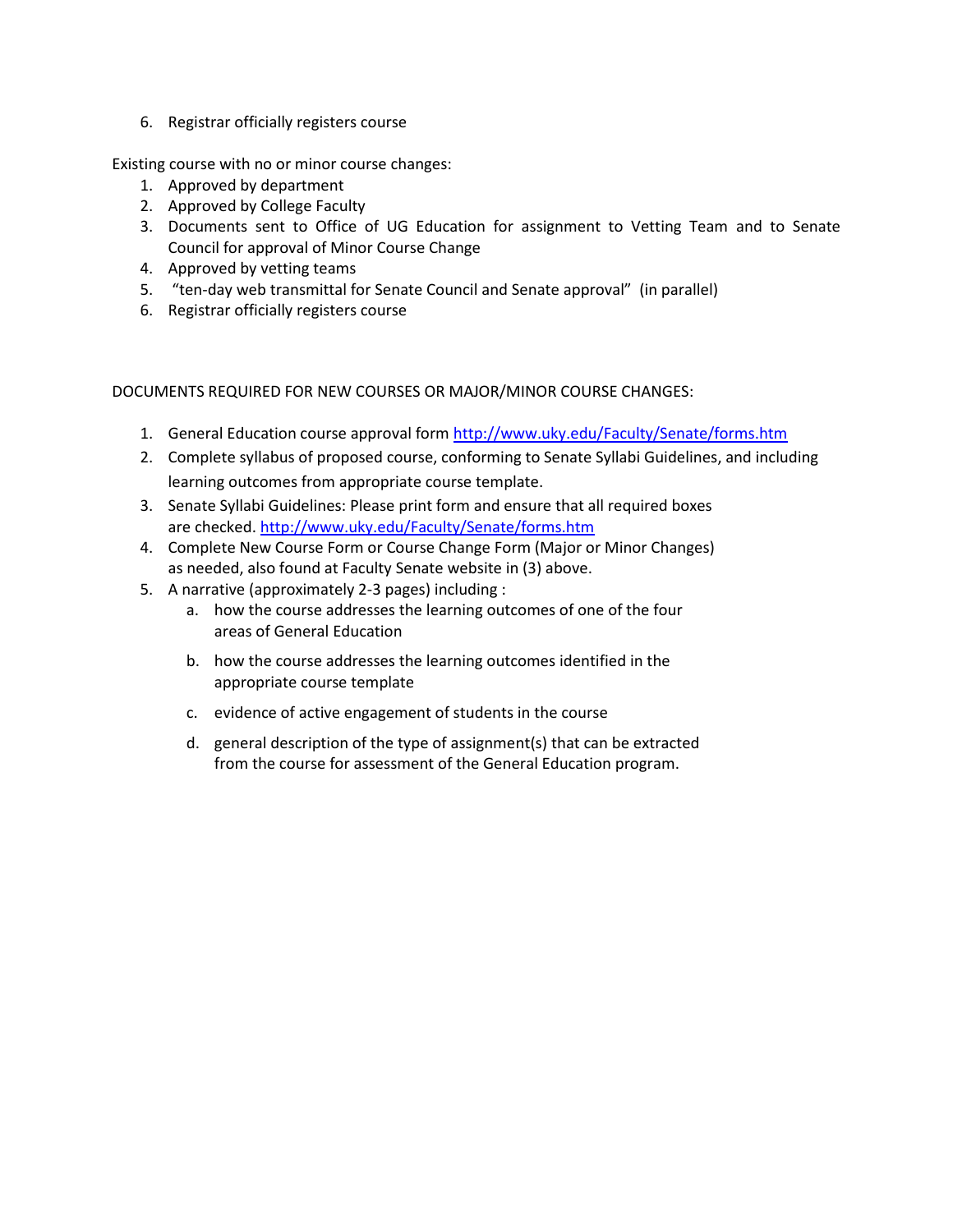6. Registrar officially registers course

Existing course with no or minor course changes:

1. Approved by department
2. Approved by College Faculty
3. Documents sent to Office of UG Education for assignment to Vetting Team and to Senate Council for approval of Minor Course Change
4. Approved by vetting teams
5. "ten-day web transmittal for Senate Council and Senate approval" (in parallel)
6. Registrar officially registers course

DOCUMENTS REQUIRED FOR NEW COURSES OR MAJOR/MINOR COURSE CHANGES:

1. General Education course approval form http://www.uky.edu/Faculty/Senate/forms.htm
2. Complete syllabus of proposed course, conforming to Senate Syllabi Guidelines, and including learning outcomes from appropriate course template.
3. Senate Syllabi Guidelines: Please print form and ensure that all required boxes are checked. http://www.uky.edu/Faculty/Senate/forms.htm
4. Complete New Course Form or Course Change Form (Major or Minor Changes) as needed, also found at Faculty Senate website in (3) above.
5. A narrative (approximately 2-3 pages) including :
   a. how the course addresses the learning outcomes of one of the four areas of General Education
   b. how the course addresses the learning outcomes identified in the appropriate course template
   c. evidence of active engagement of students in the course
   d. general description of the type of assignment(s) that can be extracted from the course for assessment of the General Education program.